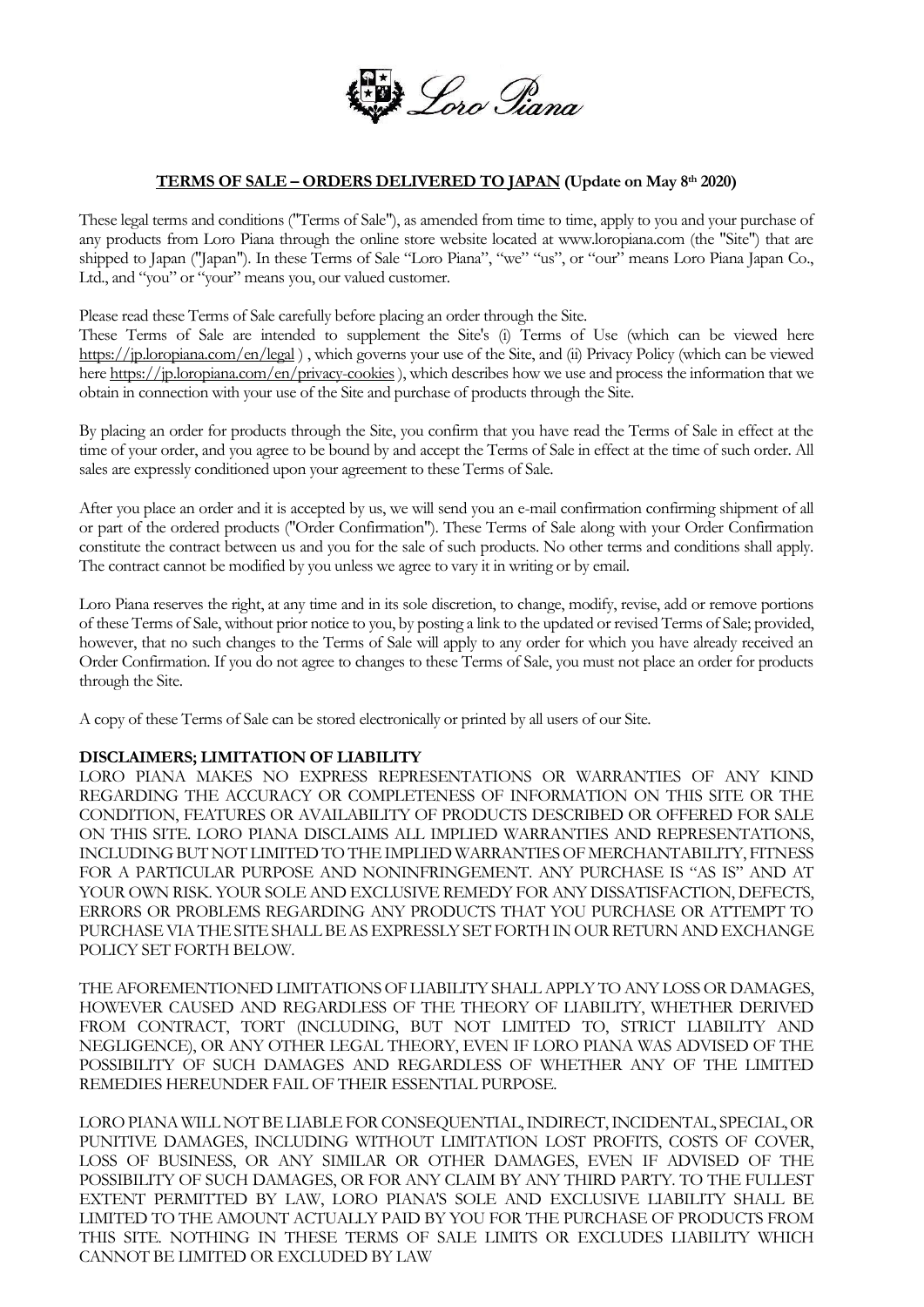**TERMS OF SALE – ORDERS DELIVERED TO JAPAN (Update on May 8th 2020)**

These legal terms and conditions ("Terms of Sale"), as amended from time to time, apply to you and your purchase of any products from Loro Piana through the online store website located at www.loropiana.com (the "Site") that are shipped to Japan ("Japan"). In these Terms of Sale "Loro Piana", "we" "us", or "our" means Loro Piana Japan Co., Ltd., and "you" or "your" means you, our valued customer.

Please read these Terms of Sale carefully before placing an order through the Site.

These Terms of Sale are intended to supplement the Site's (i) Terms of Use (which can be viewed here https://jp.loropiana.com/en/legal ) , which governs your use of the Site, and (ii) Privacy Policy (which can be viewed here https://jp.loropiana.com/en/privacy-cookies ), which describes how we use and process the information that we obtain in connection with your use of the Site and purchase of products through the Site.

By placing an order for products through the Site, you confirm that you have read the Terms of Sale in effect at the time of your order, and you agree to be bound by and accept the Terms of Sale in effect at the time of such order. All sales are expressly conditioned upon your agreement to these Terms of Sale.

After you place an order and it is accepted by us, we will send you an e-mail confirmation confirming shipment of all or part of the ordered products ("Order Confirmation"). These Terms of Sale along with your Order Confirmation constitute the contract between us and you for the sale of such products. No other terms and conditions shall apply. The contract cannot be modified by you unless we agree to vary it in writing or by email.

Loro Piana reserves the right, at any time and in its sole discretion, to change, modify, revise, add or remove portions of these Terms of Sale, without prior notice to you, by posting a link to the updated or revised Terms of Sale; provided, however, that no such changes to the Terms of Sale will apply to any order for which you have already received an Order Confirmation. If you do not agree to changes to these Terms of Sale, you must not place an order for products through the Site.

A copy of these Terms of Sale can be stored electronically or printed by all users of our Site.

**DISCLAIMERS; LIMITATION OF LIABILITY**

LORO PIANA MAKES NO EXPRESS REPRESENTATIONS OR WARRANTIES OF ANY KIND REGARDING THE ACCURACY OR COMPLETENESS OF INFORMATION ON THIS SITE OR THE CONDITION, FEATURES OR AVAILABILITY OF PRODUCTS DESCRIBED OR OFFERED FOR SALE ON THIS SITE. LORO PIANA DISCLAIMS ALL IMPLIED WARRANTIES AND REPRESENTATIONS, INCLUDING BUT NOT LIMITED TO THE IMPLIED WARRANTIES OF MERCHANTABILITY, FITNESS FOR A PARTICULAR PURPOSE AND NONINFRINGEMENT. ANY PURCHASE IS "AS IS" AND AT YOUR OWN RISK. YOUR SOLE AND EXCLUSIVE REMEDY FOR ANY DISSATISFACTION, DEFECTS, ERRORS OR PROBLEMS REGARDING ANY PRODUCTS THAT YOU PURCHASE OR ATTEMPT TO PURCHASE VIA THE SITE SHALL BE AS EXPRESSLY SET FORTH IN OUR RETURN AND EXCHANGE POLICY SET FORTH BELOW.

THE AFOREMENTIONED LIMITATIONS OF LIABILITY SHALL APPLY TO ANY LOSS OR DAMAGES, HOWEVER CAUSED AND REGARDLESS OF THE THEORY OF LIABILITY, WHETHER DERIVED FROM CONTRACT, TORT (INCLUDING, BUT NOT LIMITED TO, STRICT LIABILITY AND NEGLIGENCE), OR ANY OTHER LEGAL THEORY, EVEN IF LORO PIANA WAS ADVISED OF THE POSSIBILITY OF SUCH DAMAGES AND REGARDLESS OF WHETHER ANY OF THE LIMITED REMEDIES HEREUNDER FAIL OF THEIR ESSENTIAL PURPOSE.

LORO PIANA WILL NOT BE LIABLE FOR CONSEQUENTIAL, INDIRECT, INCIDENTAL, SPECIAL, OR PUNITIVE DAMAGES, INCLUDING WITHOUT LIMITATION LOST PROFITS, COSTS OF COVER, LOSS OF BUSINESS, OR ANY SIMILAR OR OTHER DAMAGES, EVEN IF ADVISED OF THE POSSIBILITY OF SUCH DAMAGES, OR FOR ANY CLAIM BY ANY THIRD PARTY. TO THE FULLEST EXTENT PERMITTED BY LAW, LORO PIANA'S SOLE AND EXCLUSIVE LIABILITY SHALL BE LIMITED TO THE AMOUNT ACTUALLY PAID BY YOU FOR THE PURCHASE OF PRODUCTS FROM THIS SITE. NOTHING IN THESE TERMS OF SALE LIMITS OR EXCLUDES LIABILITY WHICH CANNOT BE LIMITED OR EXCLUDED BY LAW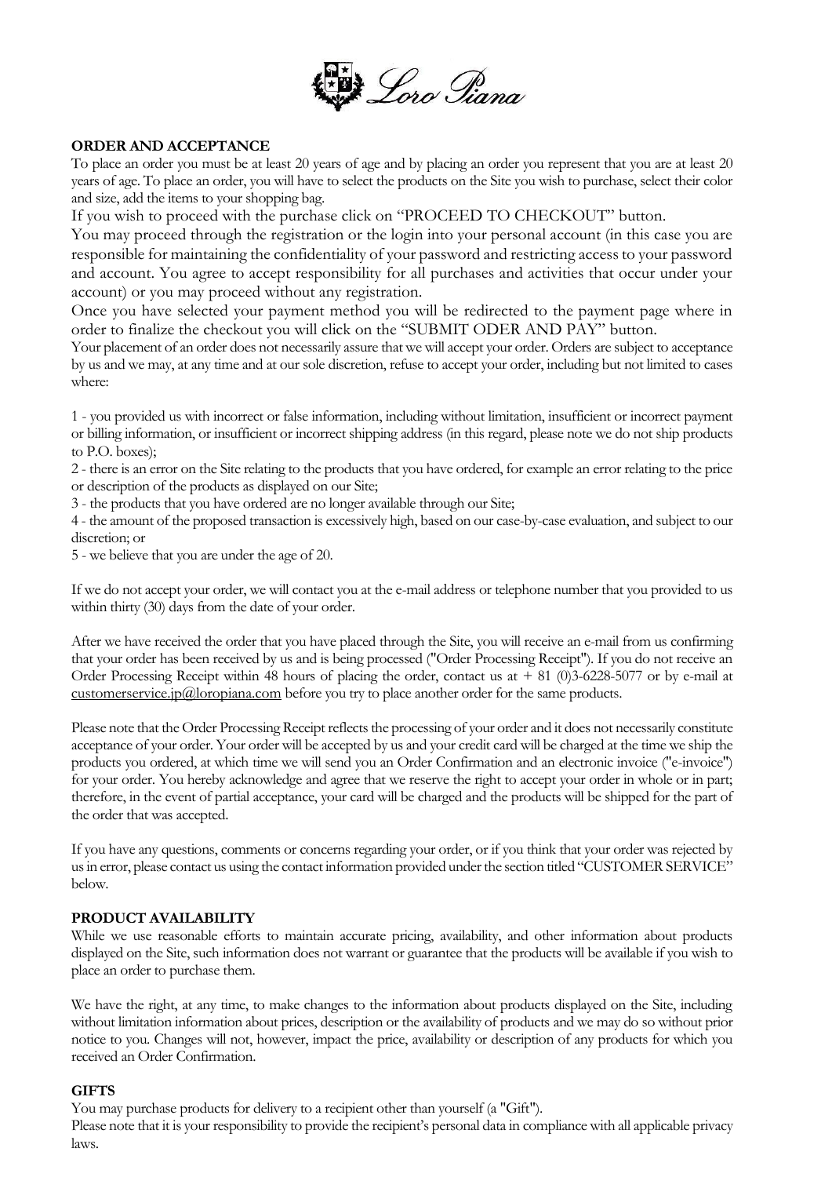**ORDER AND ACCEPTANCE**

To place an order you must be at least 20 years of age and by placing an order you represent that you are at least 20 years of age. To place an order, you will have to select the products on the Site you wish to purchase, select their color and size, add the items to your shopping bag.

If you wish to proceed with the purchase click on "PROCEED TO CHECKOUT" button.

You may proceed through the registration or the login into your personal account (in this case you are responsible for maintaining the confidentiality of your password and restricting access to your password and account. You agree to accept responsibility for all purchases and activities that occur under your account) or you may proceed without any registration.

Once you have selected your payment method you will be redirected to the payment page where in order to finalize the checkout you will click on the "SUBMIT ODER AND PAY" button.

Your placement of an order does not necessarily assure that we will accept your order. Orders are subject to acceptance by us and we may, at any time and at our sole discretion, refuse to accept your order, including but not limited to cases where:

1 - you provided us with incorrect or false information, including without limitation, insufficient or incorrect payment or billing information, or insufficient or incorrect shipping address (in this regard, please note we do not ship products to P.O. boxes);

2 - there is an error on the Site relating to the products that you have ordered, for example an error relating to the price or description of the products as displayed on our Site;

3 - the products that you have ordered are no longer available through our Site;

4 - the amount of the proposed transaction is excessively high, based on our case-by-case evaluation, and subject to our discretion; or

5 - we believe that you are under the age of 20.

If we do not accept your order, we will contact you at the e-mail address or telephone number that you provided to us within thirty (30) days from the date of your order.

After we have received the order that you have placed through the Site, you will receive an e-mail from us confirming that your order has been received by us and is being processed ("Order Processing Receipt"). If you do not receive an Order Processing Receipt within 48 hours of placing the order, contact us at + 81 (0)3-6228-5077 or by e-mail at customerservice.jp@loropiana.com before you try to place another order for the same products.

Please note that the Order Processing Receipt reflects the processing of your order and it does not necessarily constitute acceptance of your order. Your order will be accepted by us and your credit card will be charged at the time we ship the products you ordered, at which time we will send you an Order Confirmation and an electronic invoice ("e-invoice") for your order. You hereby acknowledge and agree that we reserve the right to accept your order in whole or in part; therefore, in the event of partial acceptance, your card will be charged and the products will be shipped for the part of the order that was accepted.

If you have any questions, comments or concerns regarding your order, or if you think that your order was rejected by us in error, please contact us using the contact information provided under the section titled "CUSTOMER SERVICE" below.

**PRODUCT AVAILABILITY**

While we use reasonable efforts to maintain accurate pricing, availability, and other information about products displayed on the Site, such information does not warrant or guarantee that the products will be available if you wish to place an order to purchase them.

We have the right, at any time, to make changes to the information about products displayed on the Site, including without limitation information about prices, description or the availability of products and we may do so without prior notice to you. Changes will not, however, impact the price, availability or description of any products for which you received an Order Confirmation.

**GIFTS**

You may purchase products for delivery to a recipient other than yourself (a "Gift").

Please note that it is your responsibility to provide the recipient's personal data in compliance with all applicable privacy laws.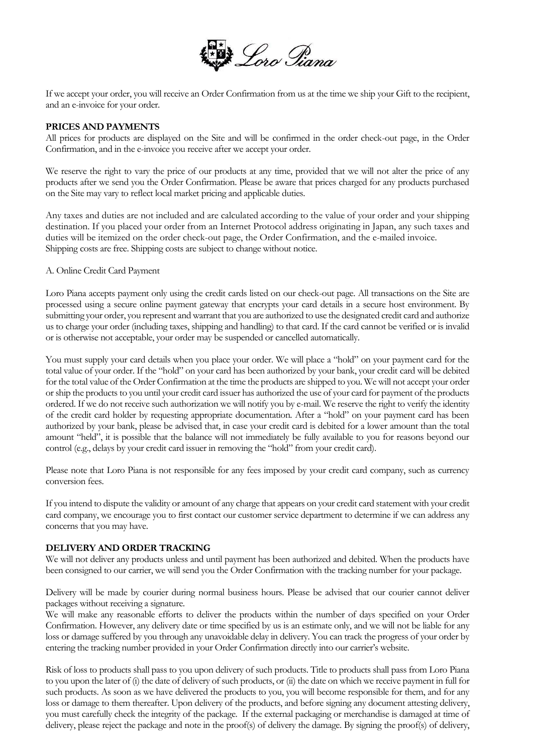If we accept your order, you will receive an Order Confirmation from us at the time we ship your Gift to the recipient, and an e-invoice for your order.

**PRICES AND PAYMENTS**

All prices for products are displayed on the Site and will be confirmed in the order check-out page, in the Order Confirmation, and in the e-invoice you receive after we accept your order.

We reserve the right to vary the price of our products at any time, provided that we will not alter the price of any products after we send you the Order Confirmation. Please be aware that prices charged for any products purchased on the Site may vary to reflect local market pricing and applicable duties.

Any taxes and duties are not included and are calculated according to the value of your order and your shipping destination. If you placed your order from an Internet Protocol address originating in Japan, any such taxes and duties will be itemized on the order check-out page, the Order Confirmation, and the e-mailed invoice. Shipping costs are free. Shipping costs are subject to change without notice.

A. Online Credit Card Payment

Loro Piana accepts payment only using the credit cards listed on our check-out page. All transactions on the Site are processed using a secure online payment gateway that encrypts your card details in a secure host environment. By submitting your order, you represent and warrant that you are authorized to use the designated credit card and authorize us to charge your order (including taxes, shipping and handling) to that card. If the card cannot be verified or is invalid or is otherwise not acceptable, your order may be suspended or cancelled automatically.

You must supply your card details when you place your order. We will place a "hold" on your payment card for the total value of your order. If the "hold" on your card has been authorized by your bank, your credit card will be debited for the total value of the Order Confirmation at the time the products are shipped to you. We will not accept your order or ship the products to you until your credit card issuer has authorized the use of your card for payment of the products ordered. If we do not receive such authorization we will notify you by e-mail. We reserve the right to verify the identity of the credit card holder by requesting appropriate documentation. After a "hold" on your payment card has been authorized by your bank, please be advised that, in case your credit card is debited for a lower amount than the total amount "held", it is possible that the balance will not immediately be fully available to you for reasons beyond our control (e.g., delays by your credit card issuer in removing the "hold" from your credit card).

Please note that Loro Piana is not responsible for any fees imposed by your credit card company, such as currency conversion fees.

If you intend to dispute the validity or amount of any charge that appears on your credit card statement with your credit card company, we encourage you to first contact our customer service department to determine if we can address any concerns that you may have.

**DELIVERY AND ORDER TRACKING**

We will not deliver any products unless and until payment has been authorized and debited. When the products have been consigned to our carrier, we will send you the Order Confirmation with the tracking number for your package.

Delivery will be made by courier during normal business hours. Please be advised that our courier cannot deliver packages without receiving a signature.

We will make any reasonable efforts to deliver the products within the number of days specified on your Order Confirmation. However, any delivery date or time specified by us is an estimate only, and we will not be liable for any loss or damage suffered by you through any unavoidable delay in delivery. You can track the progress of your order by entering the tracking number provided in your Order Confirmation directly into our carrier's website.

Risk of loss to products shall pass to you upon delivery of such products. Title to products shall pass from Loro Piana to you upon the later of (i) the date of delivery of such products, or (ii) the date on which we receive payment in full for such products. As soon as we have delivered the products to you, you will become responsible for them, and for any loss or damage to them thereafter. Upon delivery of the products, and before signing any document attesting delivery, you must carefully check the integrity of the package. If the external packaging or merchandise is damaged at time of delivery, please reject the package and note in the proof(s) of delivery the damage. By signing the proof(s) of delivery,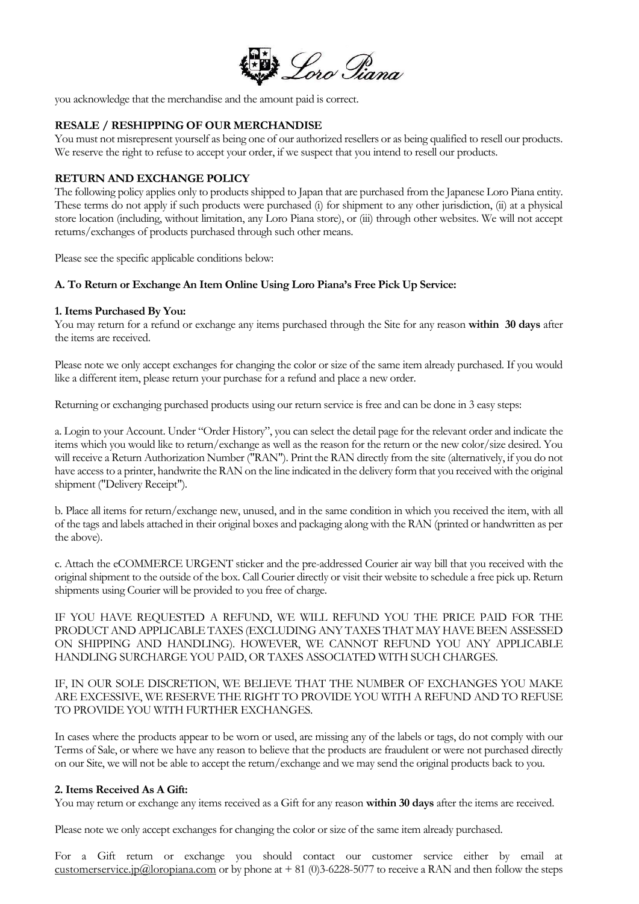you acknowledge that the merchandise and the amount paid is correct.

**RESALE / RESHIPPING OF OUR MERCHANDISE**

You must not misrepresent yourself as being one of our authorized resellers or as being qualified to resell our products. We reserve the right to refuse to accept your order, if we suspect that you intend to resell our products.

**RETURN AND EXCHANGE POLICY**

The following policy applies only to products shipped to Japan that are purchased from the Japanese Loro Piana entity. These terms do not apply if such products were purchased (i) for shipment to any other jurisdiction, (ii) at a physical store location (including, without limitation, any Loro Piana store), or (iii) through other websites. We will not accept returns/exchanges of products purchased through such other means.

Please see the specific applicable conditions below:

**A. To Return or Exchange An Item Online Using Loro Piana's Free Pick Up Service:**

**1. Items Purchased By You:**

You may return for a refund or exchange any items purchased through the Site for any reason **within 30 days** after the items are received.

Please note we only accept exchanges for changing the color or size of the same item already purchased. If you would like a different item, please return your purchase for a refund and place a new order.

Returning or exchanging purchased products using our return service is free and can be done in 3 easy steps:

a. Login to your Account. Under "Order History", you can select the detail page for the relevant order and indicate the items which you would like to return/exchange as well as the reason for the return or the new color/size desired. You will receive a Return Authorization Number ("RAN"). Print the RAN directly from the site (alternatively, if you do not have access to a printer, handwrite the RAN on the line indicated in the delivery form that you received with the original shipment ("Delivery Receipt").

b. Place all items for return/exchange new, unused, and in the same condition in which you received the item, with all of the tags and labels attached in their original boxes and packaging along with the RAN (printed or handwritten as per the above).

c. Attach the eCOMMERCE URGENT sticker and the pre-addressed Courier air way bill that you received with the original shipment to the outside of the box. Call Courier directly or visit their website to schedule a free pick up. Return shipments using Courier will be provided to you free of charge.

IF YOU HAVE REQUESTED A REFUND, WE WILL REFUND YOU THE PRICE PAID FOR THE PRODUCT AND APPLICABLE TAXES (EXCLUDING ANY TAXES THAT MAY HAVE BEEN ASSESSED ON SHIPPING AND HANDLING). HOWEVER, WE CANNOT REFUND YOU ANY APPLICABLE HANDLING SURCHARGE YOU PAID, OR TAXES ASSOCIATED WITH SUCH CHARGES.

IF, IN OUR SOLE DISCRETION, WE BELIEVE THAT THE NUMBER OF EXCHANGES YOU MAKE ARE EXCESSIVE, WE RESERVE THE RIGHT TO PROVIDE YOU WITH A REFUND AND TO REFUSE TO PROVIDE YOU WITH FURTHER EXCHANGES.

In cases where the products appear to be worn or used, are missing any of the labels or tags, do not comply with our Terms of Sale, or where we have any reason to believe that the products are fraudulent or were not purchased directly on our Site, we will not be able to accept the return/exchange and we may send the original products back to you.

**2. Items Received As A Gift:**

You may return or exchange any items received as a Gift for any reason **within 30 days** after the items are received.

Please note we only accept exchanges for changing the color or size of the same item already purchased.

For a Gift return or exchange you should contact our customer service either by email at customerservice.jp@loropiana.com or by phone at + 81 (0)3-6228-5077 to receive a RAN and then follow the steps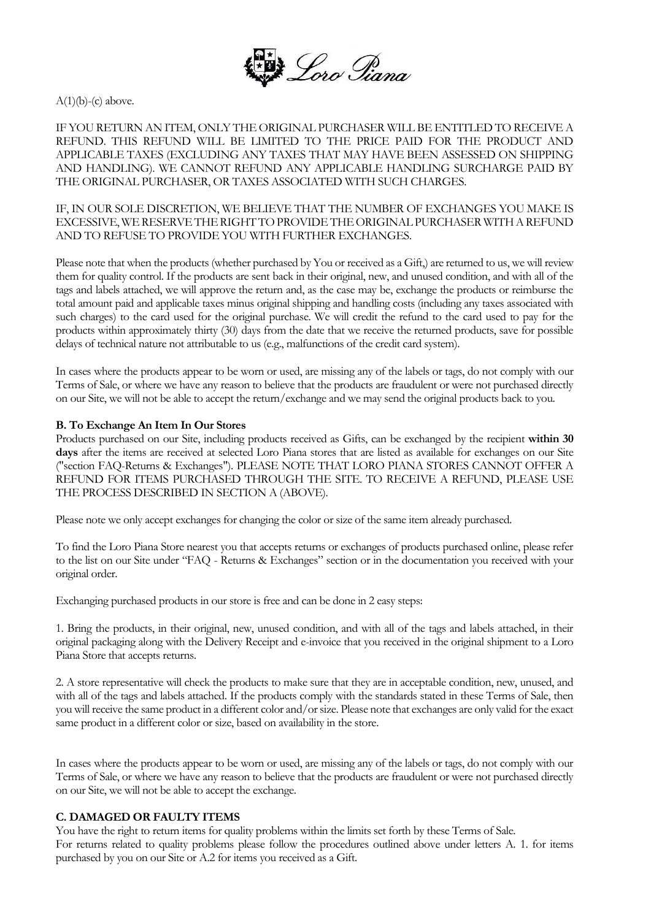A(1)(b)-(c) above.

IF YOU RETURN AN ITEM, ONLY THE ORIGINAL PURCHASER WILL BE ENTITLED TO RECEIVE A REFUND. THIS REFUND WILL BE LIMITED TO THE PRICE PAID FOR THE PRODUCT AND APPLICABLE TAXES (EXCLUDING ANY TAXES THAT MAY HAVE BEEN ASSESSED ON SHIPPING AND HANDLING). WE CANNOT REFUND ANY APPLICABLE HANDLING SURCHARGE PAID BY THE ORIGINAL PURCHASER, OR TAXES ASSOCIATED WITH SUCH CHARGES.

IF, IN OUR SOLE DISCRETION, WE BELIEVE THAT THE NUMBER OF EXCHANGES YOU MAKE IS EXCESSIVE, WE RESERVE THE RIGHT TO PROVIDE THE ORIGINAL PURCHASER WITH A REFUND AND TO REFUSE TO PROVIDE YOU WITH FURTHER EXCHANGES.

Please note that when the products (whether purchased by You or received as a Gift,) are returned to us, we will review them for quality control. If the products are sent back in their original, new, and unused condition, and with all of the tags and labels attached, we will approve the return and, as the case may be, exchange the products or reimburse the total amount paid and applicable taxes minus original shipping and handling costs (including any taxes associated with such charges) to the card used for the original purchase. We will credit the refund to the card used to pay for the products within approximately thirty (30) days from the date that we receive the returned products, save for possible delays of technical nature not attributable to us (e.g., malfunctions of the credit card system).

In cases where the products appear to be worn or used, are missing any of the labels or tags, do not comply with our Terms of Sale, or where we have any reason to believe that the products are fraudulent or were not purchased directly on our Site, we will not be able to accept the return/exchange and we may send the original products back to you.

**B. To Exchange An Item In Our Stores**

Products purchased on our Site, including products received as Gifts, can be exchanged by the recipient **within 30 days** after the items are received at selected Loro Piana stores that are listed as available for exchanges on our Site ("section FAQ-Returns & Exchanges"). PLEASE NOTE THAT LORO PIANA STORES CANNOT OFFER A REFUND FOR ITEMS PURCHASED THROUGH THE SITE. TO RECEIVE A REFUND, PLEASE USE THE PROCESS DESCRIBED IN SECTION A (ABOVE).

Please note we only accept exchanges for changing the color or size of the same item already purchased.

To find the Loro Piana Store nearest you that accepts returns or exchanges of products purchased online, please refer to the list on our Site under "FAQ - Returns & Exchanges" section or in the documentation you received with your original order.

Exchanging purchased products in our store is free and can be done in 2 easy steps:

1. Bring the products, in their original, new, unused condition, and with all of the tags and labels attached, in their original packaging along with the Delivery Receipt and e-invoice that you received in the original shipment to a Loro Piana Store that accepts returns.

2. A store representative will check the products to make sure that they are in acceptable condition, new, unused, and with all of the tags and labels attached. If the products comply with the standards stated in these Terms of Sale, then you will receive the same product in a different color and/or size. Please note that exchanges are only valid for the exact same product in a different color or size, based on availability in the store.

In cases where the products appear to be worn or used, are missing any of the labels or tags, do not comply with our Terms of Sale, or where we have any reason to believe that the products are fraudulent or were not purchased directly on our Site, we will not be able to accept the exchange.

**C. DAMAGED OR FAULTY ITEMS**

You have the right to return items for quality problems within the limits set forth by these Terms of Sale.
For returns related to quality problems please follow the procedures outlined above under letters A. 1. for items purchased by you on our Site or A.2 for items you received as a Gift.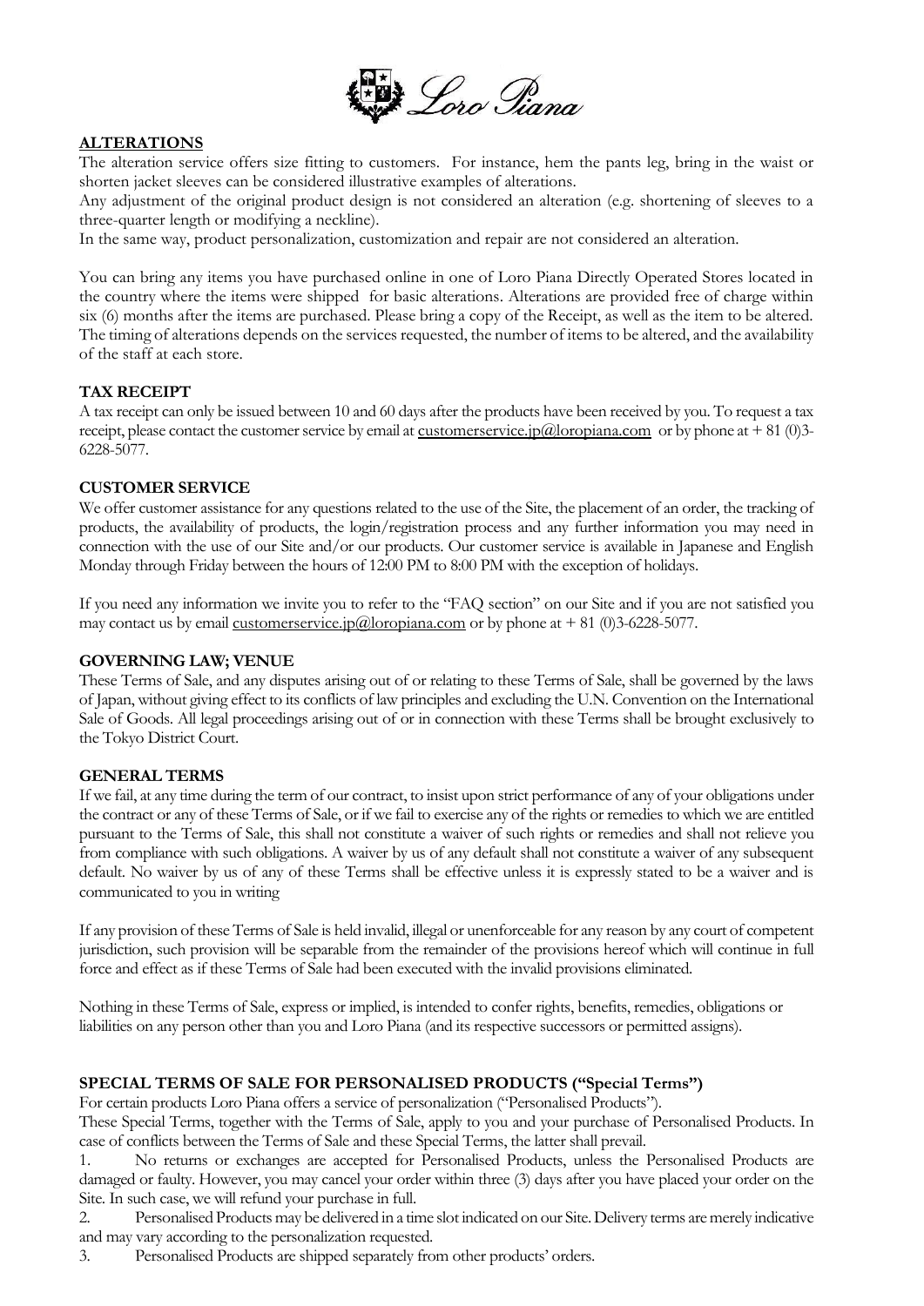## ALTERATIONS

The alteration service offers size fitting to customers. For instance, hem the pants leg, bring in the waist or shorten jacket sleeves can be considered illustrative examples of alterations.

Any adjustment of the original product design is not considered an alteration (e.g. shortening of sleeves to a three-quarter length or modifying a neckline).

In the same way, product personalization, customization and repair are not considered an alteration.

You can bring any items you have purchased online in one of Loro Piana Directly Operated Stores located in the country where the items were shipped for basic alterations. Alterations are provided free of charge within six (6) months after the items are purchased. Please bring a copy of the Receipt, as well as the item to be altered. The timing of alterations depends on the services requested, the number of items to be altered, and the availability of the staff at each store.

## TAX RECEIPT

A tax receipt can only be issued between 10 and 60 days after the products have been received by you. To request a tax receipt, please contact the customer service by email at customerservice.jp@loropiana.com or by phone at + 81 (0)3-6228-5077.

## CUSTOMER SERVICE

We offer customer assistance for any questions related to the use of the Site, the placement of an order, the tracking of products, the availability of products, the login/registration process and any further information you may need in connection with the use of our Site and/or our products. Our customer service is available in Japanese and English Monday through Friday between the hours of 12:00 PM to 8:00 PM with the exception of holidays.

If you need any information we invite you to refer to the "FAQ section" on our Site and if you are not satisfied you may contact us by email customerservice.jp@loropiana.com or by phone at + 81 (0)3-6228-5077.

## GOVERNING LAW; VENUE

These Terms of Sale, and any disputes arising out of or relating to these Terms of Sale, shall be governed by the laws of Japan, without giving effect to its conflicts of law principles and excluding the U.N. Convention on the International Sale of Goods. All legal proceedings arising out of or in connection with these Terms shall be brought exclusively to the Tokyo District Court.

## GENERAL TERMS

If we fail, at any time during the term of our contract, to insist upon strict performance of any of your obligations under the contract or any of these Terms of Sale, or if we fail to exercise any of the rights or remedies to which we are entitled pursuant to the Terms of Sale, this shall not constitute a waiver of such rights or remedies and shall not relieve you from compliance with such obligations. A waiver by us of any default shall not constitute a waiver of any subsequent default. No waiver by us of any of these Terms shall be effective unless it is expressly stated to be a waiver and is communicated to you in writing

If any provision of these Terms of Sale is held invalid, illegal or unenforceable for any reason by any court of competent jurisdiction, such provision will be separable from the remainder of the provisions hereof which will continue in full force and effect as if these Terms of Sale had been executed with the invalid provisions eliminated.

Nothing in these Terms of Sale, express or implied, is intended to confer rights, benefits, remedies, obligations or liabilities on any person other than you and Loro Piana (and its respective successors or permitted assigns).

## SPECIAL TERMS OF SALE FOR PERSONALISED PRODUCTS ("Special Terms")

For certain products Loro Piana offers a service of personalization ("Personalised Products").

These Special Terms, together with the Terms of Sale, apply to you and your purchase of Personalised Products. In case of conflicts between the Terms of Sale and these Special Terms, the latter shall prevail.

1. No returns or exchanges are accepted for Personalised Products, unless the Personalised Products are damaged or faulty. However, you may cancel your order within three (3) days after you have placed your order on the Site. In such case, we will refund your purchase in full.
2. Personalised Products may be delivered in a time slot indicated on our Site. Delivery terms are merely indicative and may vary according to the personalization requested.
3. Personalised Products are shipped separately from other products' orders.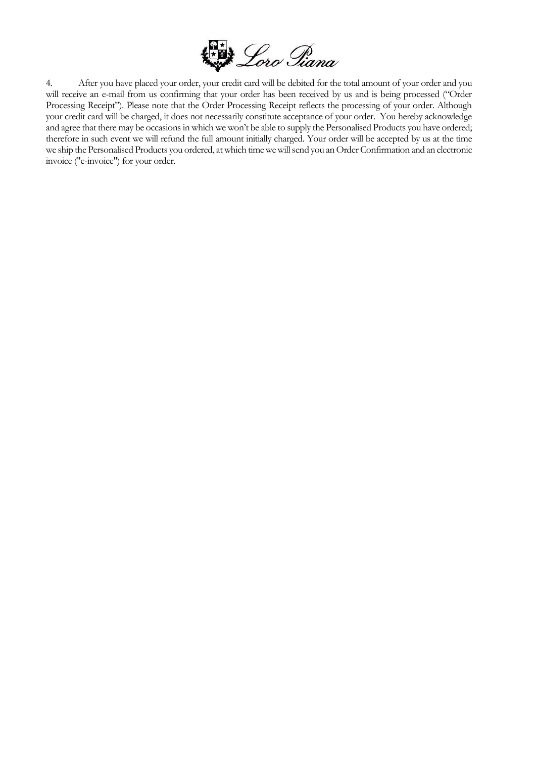4. After you have placed your order, your credit card will be debited for the total amount of your order and you will receive an e-mail from us confirming that your order has been received by us and is being processed ("Order Processing Receipt"). Please note that the Order Processing Receipt reflects the processing of your order. Although your credit card will be charged, it does not necessarily constitute acceptance of your order. You hereby acknowledge and agree that there may be occasions in which we won't be able to supply the Personalised Products you have ordered; therefore in such event we will refund the full amount initially charged. Your order will be accepted by us at the time we ship the Personalised Products you ordered, at which time we will send you an Order Confirmation and an electronic invoice ("e-invoice") for your order.